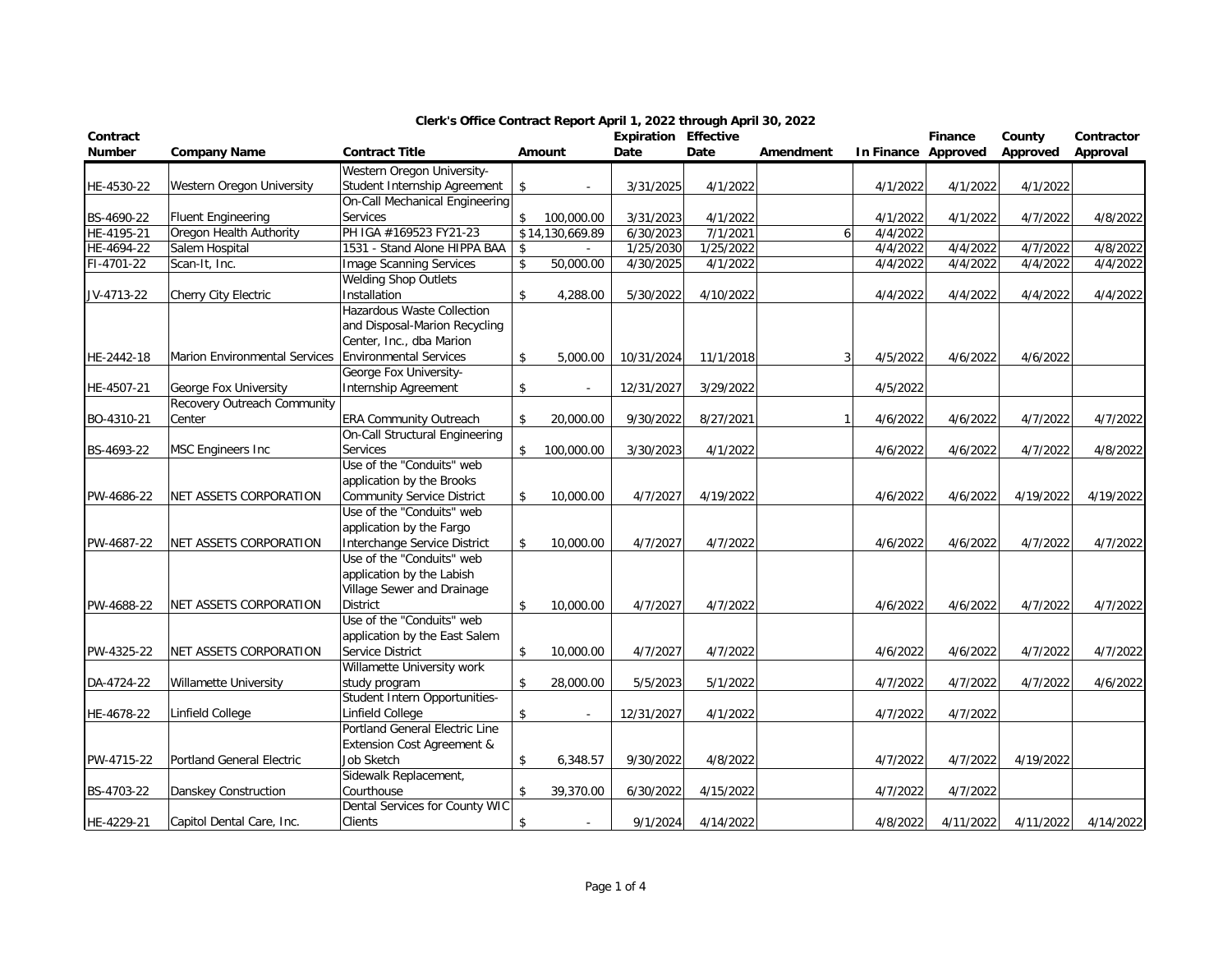## Clerk's Office Contract Report April 1, 2022 through April 30, 2022

| Contract Number | Company Name | Contract Title | Amount | Expiration Date | Effective Date | Amendment | In Finance | Finance Approved | County Approved | Contractor Approval |
|---|---|---|---|---|---|---|---|---|---|---|
| HE-4530-22 | Western Oregon University | Western Oregon University-Student Internship Agreement | $ - | 3/31/2025 | 4/1/2022 | | 4/1/2022 | 4/1/2022 | 4/1/2022 | |
| BS-4690-22 | Fluent Engineering | On-Call Mechanical Engineering Services | $ 100,000.00 | 3/31/2023 | 4/1/2022 | | 4/1/2022 | 4/1/2022 | 4/7/2022 | 4/8/2022 |
| HE-4195-21 | Oregon Health Authority | PH IGA #169523 FY21-23 | $ 14,130,669.89 | 6/30/2023 | 7/1/2021 | 6 | 4/4/2022 | | | |
| HE-4694-22 | Salem Hospital | 1531 - Stand Alone HIPPA BAA | $ - | 1/25/2030 | 1/25/2022 | | 4/4/2022 | 4/4/2022 | 4/7/2022 | 4/8/2022 |
| FI-4701-22 | Scan-It, Inc. | Image Scanning Services | $ 50,000.00 | 4/30/2025 | 4/1/2022 | | 4/4/2022 | 4/4/2022 | 4/4/2022 | 4/4/2022 |
| JV-4713-22 | Cherry City Electric | Welding Shop Outlets Installation | $ 4,288.00 | 5/30/2022 | 4/10/2022 | | 4/4/2022 | 4/4/2022 | 4/4/2022 | 4/4/2022 |
| HE-2442-18 | Marion Environmental Services | Hazardous Waste Collection and Disposal-Marion Recycling Center, Inc., dba Marion Environmental Services | $ 5,000.00 | 10/31/2024 | 11/1/2018 | 3 | 4/5/2022 | 4/6/2022 | 4/6/2022 | |
| HE-4507-21 | George Fox University | George Fox University-Internship Agreement | $ - | 12/31/2027 | 3/29/2022 | | 4/5/2022 | | | |
| BO-4310-21 | Recovery Outreach Community Center | ERA Community Outreach | $ 20,000.00 | 9/30/2022 | 8/27/2021 | 1 | 4/6/2022 | 4/6/2022 | 4/7/2022 | 4/7/2022 |
| BS-4693-22 | MSC Engineers Inc | On-Call Structural Engineering Services | $ 100,000.00 | 3/30/2023 | 4/1/2022 | | 4/6/2022 | 4/6/2022 | 4/7/2022 | 4/8/2022 |
| PW-4686-22 | NET ASSETS CORPORATION | Use of the "Conduits" web application by the Brooks Community Service District | $ 10,000.00 | 4/7/2027 | 4/19/2022 | | 4/6/2022 | 4/6/2022 | 4/19/2022 | 4/19/2022 |
| PW-4687-22 | NET ASSETS CORPORATION | Use of the "Conduits" web application by the Fargo Interchange Service District | $ 10,000.00 | 4/7/2027 | 4/7/2022 | | 4/6/2022 | 4/6/2022 | 4/7/2022 | 4/7/2022 |
| PW-4688-22 | NET ASSETS CORPORATION | Use of the "Conduits" web application by the Labish Village Sewer and Drainage District | $ 10,000.00 | 4/7/2027 | 4/7/2022 | | 4/6/2022 | 4/6/2022 | 4/7/2022 | 4/7/2022 |
| PW-4325-22 | NET ASSETS CORPORATION | Use of the "Conduits" web application by the East Salem Service District | $ 10,000.00 | 4/7/2027 | 4/7/2022 | | 4/6/2022 | 4/6/2022 | 4/7/2022 | 4/7/2022 |
| DA-4724-22 | Willamette University | Willamette University work study program | $ 28,000.00 | 5/5/2023 | 5/1/2022 | | 4/7/2022 | 4/7/2022 | 4/7/2022 | 4/6/2022 |
| HE-4678-22 | Linfield College | Student Intern Opportunities-Linfield College | $ - | 12/31/2027 | 4/1/2022 | | 4/7/2022 | 4/7/2022 | | |
| PW-4715-22 | Portland General Electric | Portland General Electric Line Extension Cost Agreement & Job Sketch | $ 6,348.57 | 9/30/2022 | 4/8/2022 | | 4/7/2022 | 4/7/2022 | 4/19/2022 | |
| BS-4703-22 | Danskey Construction | Sidewalk Replacement, Courthouse | $ 39,370.00 | 6/30/2022 | 4/15/2022 | | 4/7/2022 | 4/7/2022 | | |
| HE-4229-21 | Capitol Dental Care, Inc. | Dental Services for County WIC Clients | $ - | 9/1/2024 | 4/14/2022 | | 4/8/2022 | 4/11/2022 | 4/11/2022 | 4/14/2022 |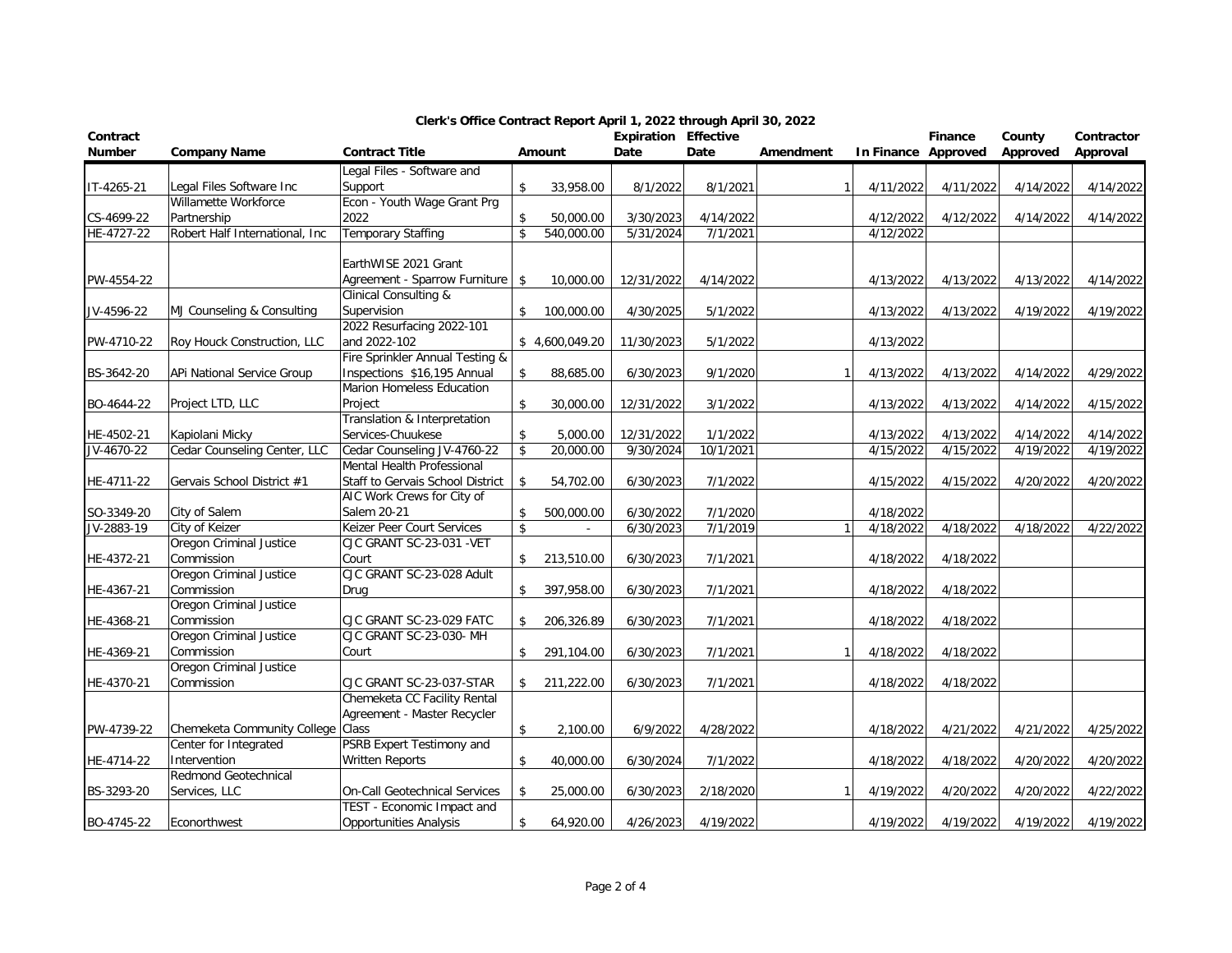# Clerk's Office Contract Report April 1, 2022 through April 30, 2022

| Contract Number | Company Name | Contract Title | Amount | Expiration Date | Effective Date | Amendment | In Finance | Finance Approved | County Approved | Contractor Approval |
|---|---|---|---|---|---|---|---|---|---|---|
| IT-4265-21 | Legal Files Software Inc | Legal Files - Software and Support | $ 33,958.00 | 8/1/2022 | 8/1/2021 | 1 | 4/11/2022 | 4/11/2022 | 4/14/2022 | 4/14/2022 |
| CS-4699-22 | Willamette Workforce Partnership | Econ - Youth Wage Grant Prg 2022 | $ 50,000.00 | 3/30/2023 | 4/14/2022 | | 4/12/2022 | 4/12/2022 | 4/14/2022 | 4/14/2022 |
| HE-4727-22 | Robert Half International, Inc | Temporary Staffing | $ 540,000.00 | 5/31/2024 | 7/1/2021 | | 4/12/2022 | | | |
| PW-4554-22 | | EarthWISE 2021 Grant Agreement - Sparrow Furniture | $ 10,000.00 | 12/31/2022 | 4/14/2022 | | 4/13/2022 | 4/13/2022 | 4/13/2022 | 4/14/2022 |
| JV-4596-22 | MJ Counseling & Consulting | Clinical Consulting & Supervision | $ 100,000.00 | 4/30/2025 | 5/1/2022 | | 4/13/2022 | 4/13/2022 | 4/19/2022 | 4/19/2022 |
| PW-4710-22 | Roy Houck Construction, LLC | 2022 Resurfacing 2022-101 and 2022-102 | $ 4,600,049.20 | 11/30/2023 | 5/1/2022 | | 4/13/2022 | | | |
| BS-3642-20 | APi National Service Group | Fire Sprinkler Annual Testing & Inspections $16,195 Annual | $ 88,685.00 | 6/30/2023 | 9/1/2020 | 1 | 4/13/2022 | 4/13/2022 | 4/14/2022 | 4/29/2022 |
| BO-4644-22 | Project LTD, LLC | Marion Homeless Education Project | $ 30,000.00 | 12/31/2022 | 3/1/2022 | | 4/13/2022 | 4/13/2022 | 4/14/2022 | 4/15/2022 |
| HE-4502-21 | Kapiolani Micky | Translation & Interpretation Services-Chuukese | $ 5,000.00 | 12/31/2022 | 1/1/2022 | | 4/13/2022 | 4/13/2022 | 4/14/2022 | 4/14/2022 |
| JV-4670-22 | Cedar Counseling Center, LLC | Cedar Counseling JV-4760-22 | $ 20,000.00 | 9/30/2024 | 10/1/2021 | | 4/15/2022 | 4/15/2022 | 4/19/2022 | 4/19/2022 |
| HE-4711-22 | Gervais School District #1 | Mental Health Professional Staff to Gervais School District | $ 54,702.00 | 6/30/2023 | 7/1/2022 | | 4/15/2022 | 4/15/2022 | 4/20/2022 | 4/20/2022 |
| SO-3349-20 | City of Salem | AIC Work Crews for City of Salem 20-21 | $ 500,000.00 | 6/30/2022 | 7/1/2020 | | 4/18/2022 | | | |
| JV-2883-19 | City of Keizer | Keizer Peer Court Services | $ - | 6/30/2023 | 7/1/2019 | 1 | 4/18/2022 | 4/18/2022 | 4/18/2022 | 4/22/2022 |
| HE-4372-21 | Oregon Criminal Justice Commission | CJC GRANT SC-23-031 -VET Court | $ 213,510.00 | 6/30/2023 | 7/1/2021 | | 4/18/2022 | 4/18/2022 | | |
| HE-4367-21 | Oregon Criminal Justice Commission | CJC GRANT SC-23-028 Adult Drug | $ 397,958.00 | 6/30/2023 | 7/1/2021 | | 4/18/2022 | 4/18/2022 | | |
| HE-4368-21 | Oregon Criminal Justice Commission | CJC GRANT SC-23-029 FATC | $ 206,326.89 | 6/30/2023 | 7/1/2021 | | 4/18/2022 | 4/18/2022 | | |
| HE-4369-21 | Oregon Criminal Justice Commission | CJC GRANT SC-23-030- MH Court | $ 291,104.00 | 6/30/2023 | 7/1/2021 | 1 | 4/18/2022 | 4/18/2022 | | |
| HE-4370-21 | Oregon Criminal Justice Commission | CJC GRANT SC-23-037-STAR | $ 211,222.00 | 6/30/2023 | 7/1/2021 | | 4/18/2022 | 4/18/2022 | | |
| PW-4739-22 | Chemeketa Community College | Chemeketa CC Facility Rental Agreement - Master Recycler Class | $ 2,100.00 | 6/9/2022 | 4/28/2022 | | 4/18/2022 | 4/21/2022 | 4/21/2022 | 4/25/2022 |
| HE-4714-22 | Center for Integrated Intervention | PSRB Expert Testimony and Written Reports | $ 40,000.00 | 6/30/2024 | 7/1/2022 | | 4/18/2022 | 4/18/2022 | 4/20/2022 | 4/20/2022 |
| BS-3293-20 | Redmond Geotechnical Services, LLC | On-Call Geotechnical Services | $ 25,000.00 | 6/30/2023 | 2/18/2020 | 1 | 4/19/2022 | 4/20/2022 | 4/20/2022 | 4/22/2022 |
| BO-4745-22 | Econorthwest | TEST - Economic Impact and Opportunities Analysis | $ 64,920.00 | 4/26/2023 | 4/19/2022 | | 4/19/2022 | 4/19/2022 | 4/19/2022 | 4/19/2022 |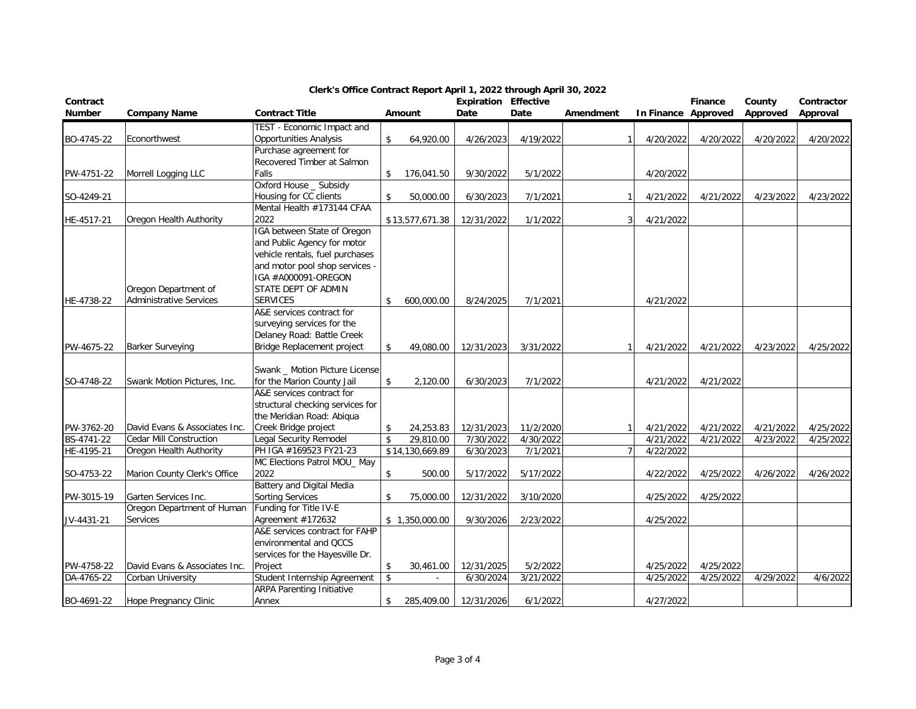**Clerk's Office Contract Report April 1, 2022 through April 30, 2022**

| Contract Number | Company Name | Contract Title | Amount | Expiration Date | Effective Date | Amendment | In Finance | Finance Approved | County Approved | Contractor Approval |
|---|---|---|---|---|---|---|---|---|---|---|
| BO-4745-22 | Econorthwest | TEST - Economic Impact and Opportunities Analysis | $ 64,920.00 | 4/26/2023 | 4/19/2022 | 1 | 4/20/2022 | 4/20/2022 | 4/20/2022 | 4/20/2022 |
| PW-4751-22 | Morrell Logging LLC | Purchase agreement for Recovered Timber at Salmon Falls | $ 176,041.50 | 9/30/2022 | 5/1/2022 | | 4/20/2022 | | | |
| SO-4249-21 | | Oxford House _ Subsidy Housing for CC clients | $ 50,000.00 | 6/30/2023 | 7/1/2021 | 1 | 4/21/2022 | 4/21/2022 | 4/23/2022 | 4/23/2022 |
| HE-4517-21 | Oregon Health Authority | Mental Health #173144 CFAA 2022 | $13,577,671.38 | 12/31/2022 | 1/1/2022 | 3 | 4/21/2022 | | | |
| HE-4738-22 | Oregon Department of Administrative Services | IGA between State of Oregon and Public Agency for motor vehicle rentals, fuel purchases and motor pool shop services - IGA #A000091-OREGON STATE DEPT OF ADMIN SERVICES | $ 600,000.00 | 8/24/2025 | 7/1/2021 | | 4/21/2022 | | | |
| PW-4675-22 | Barker Surveying | A&E services contract for surveying services for the Delaney Road: Battle Creek Bridge Replacement project | $ 49,080.00 | 12/31/2023 | 3/31/2022 | 1 | 4/21/2022 | 4/21/2022 | 4/23/2022 | 4/25/2022 |
| SO-4748-22 | Swank Motion Pictures, Inc. | Swank _ Motion Picture License for the Marion County Jail | $ 2,120.00 | 6/30/2023 | 7/1/2022 | | 4/21/2022 | 4/21/2022 | | |
| PW-3762-20 | David Evans & Associates Inc. | A&E services contract for structural checking services for the Meridian Road: Abiqua Creek Bridge project | $ 24,253.83 | 12/31/2023 | 11/2/2020 | 1 | 4/21/2022 | 4/21/2022 | 4/21/2022 | 4/25/2022 |
| BS-4741-22 | Cedar Mill Construction | Legal Security Remodel | $ 29,810.00 | 7/30/2022 | 4/30/2022 | | 4/21/2022 | 4/21/2022 | 4/23/2022 | 4/25/2022 |
| HE-4195-21 | Oregon Health Authority | PH IGA #169523 FY21-23 | $14,130,669.89 | 6/30/2023 | 7/1/2021 | 7 | 4/22/2022 | | | |
| SO-4753-22 | Marion County Clerk's Office | MC Elections Patrol MOU_ May 2022 | $ 500.00 | 5/17/2022 | 5/17/2022 | | 4/22/2022 | 4/25/2022 | 4/26/2022 | 4/26/2022 |
| PW-3015-19 | Garten Services Inc. | Battery and Digital Media Sorting Services | $ 75,000.00 | 12/31/2022 | 3/10/2020 | | 4/25/2022 | 4/25/2022 | | |
| JV-4431-21 | Oregon Department of Human Services | Funding for Title IV-E Agreement #172632 | $ 1,350,000.00 | 9/30/2026 | 2/23/2022 | | 4/25/2022 | | | |
| PW-4758-22 | David Evans & Associates Inc. | A&E services contract for FAHP environmental and QCCS services for the Hayesville Dr. Project | $ 30,461.00 | 12/31/2025 | 5/2/2022 | | 4/25/2022 | 4/25/2022 | | |
| DA-4765-22 | Corban University | Student Internship Agreement | $ - | 6/30/2024 | 3/21/2022 | | 4/25/2022 | 4/25/2022 | 4/29/2022 | 4/6/2022 |
| BO-4691-22 | Hope Pregnancy Clinic | ARPA Parenting Initiative Annex | $ 285,409.00 | 12/31/2026 | 6/1/2022 | | 4/27/2022 | | | |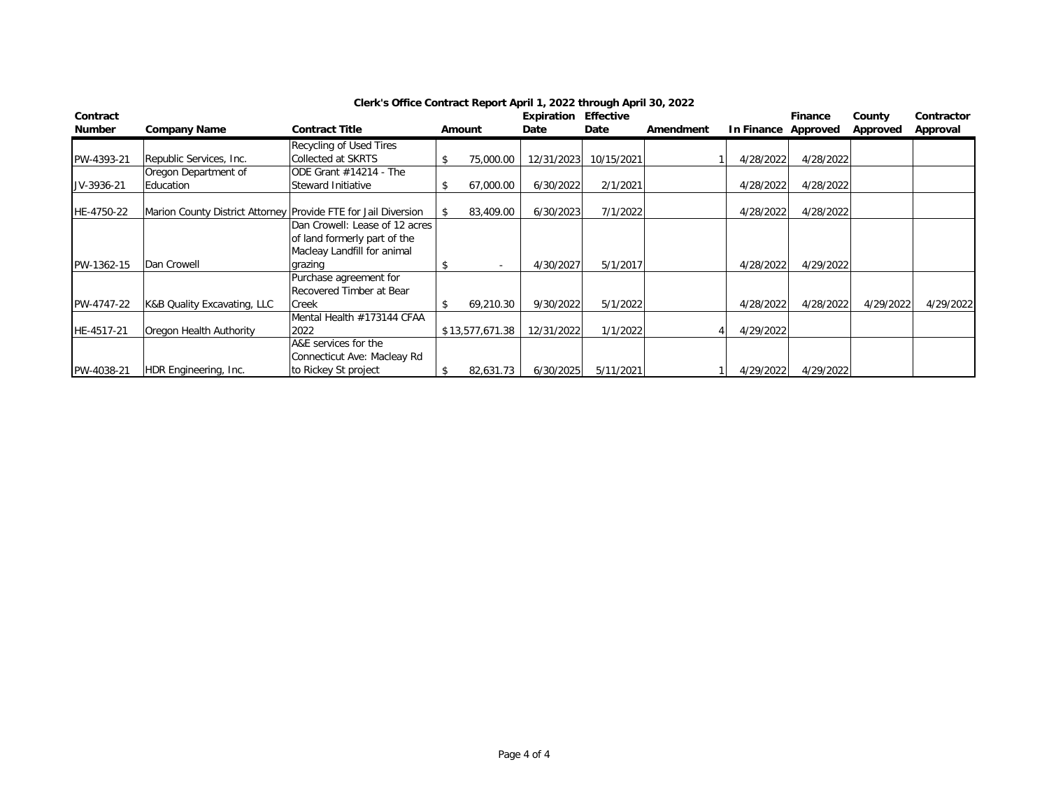**Clerk's Office Contract Report April 1, 2022 through April 30, 2022**

| Contract Number | Company Name | Contract Title | Amount | Expiration Date | Effective Date | Amendment | In Finance | Finance Approved | County Approved | Contractor Approval |
|---|---|---|---|---|---|---|---|---|---|---|
| PW-4393-21 | Republic Services, Inc. | Recycling of Used Tires Collected at SKRTS | $ 75,000.00 | 12/31/2023 | 10/15/2021 | 1 | 4/28/2022 | 4/28/2022 | | |
| JV-3936-21 | Oregon Department of Education | ODE Grant #14214 - The Steward Initiative | $ 67,000.00 | 6/30/2022 | 2/1/2021 | | 4/28/2022 | 4/28/2022 | | |
| HE-4750-22 | Marion County District Attorney | Provide FTE for Jail Diversion | $ 83,409.00 | 6/30/2023 | 7/1/2022 | | 4/28/2022 | 4/28/2022 | | |
| PW-1362-15 | Dan Crowell | Dan Crowell: Lease of 12 acres of land formerly part of the Macleay Landfill for animal grazing | $ - | 4/30/2027 | 5/1/2017 | | 4/28/2022 | 4/29/2022 | | |
| PW-4747-22 | K&B Quality Excavating, LLC | Purchase agreement for Recovered Timber at Bear Creek | $ 69,210.30 | 9/30/2022 | 5/1/2022 | | 4/28/2022 | 4/28/2022 | 4/29/2022 | 4/29/2022 |
| HE-4517-21 | Oregon Health Authority | Mental Health #173144 CFAA 2022 | $13,577,671.38 | 12/31/2022 | 1/1/2022 | 4 | 4/29/2022 | | | |
| PW-4038-21 | HDR Engineering, Inc. | A&E services for the Connecticut Ave: Macleay Rd to Rickey St project | $ 82,631.73 | 6/30/2025 | 5/11/2021 | 1 | 4/29/2022 | 4/29/2022 | | |